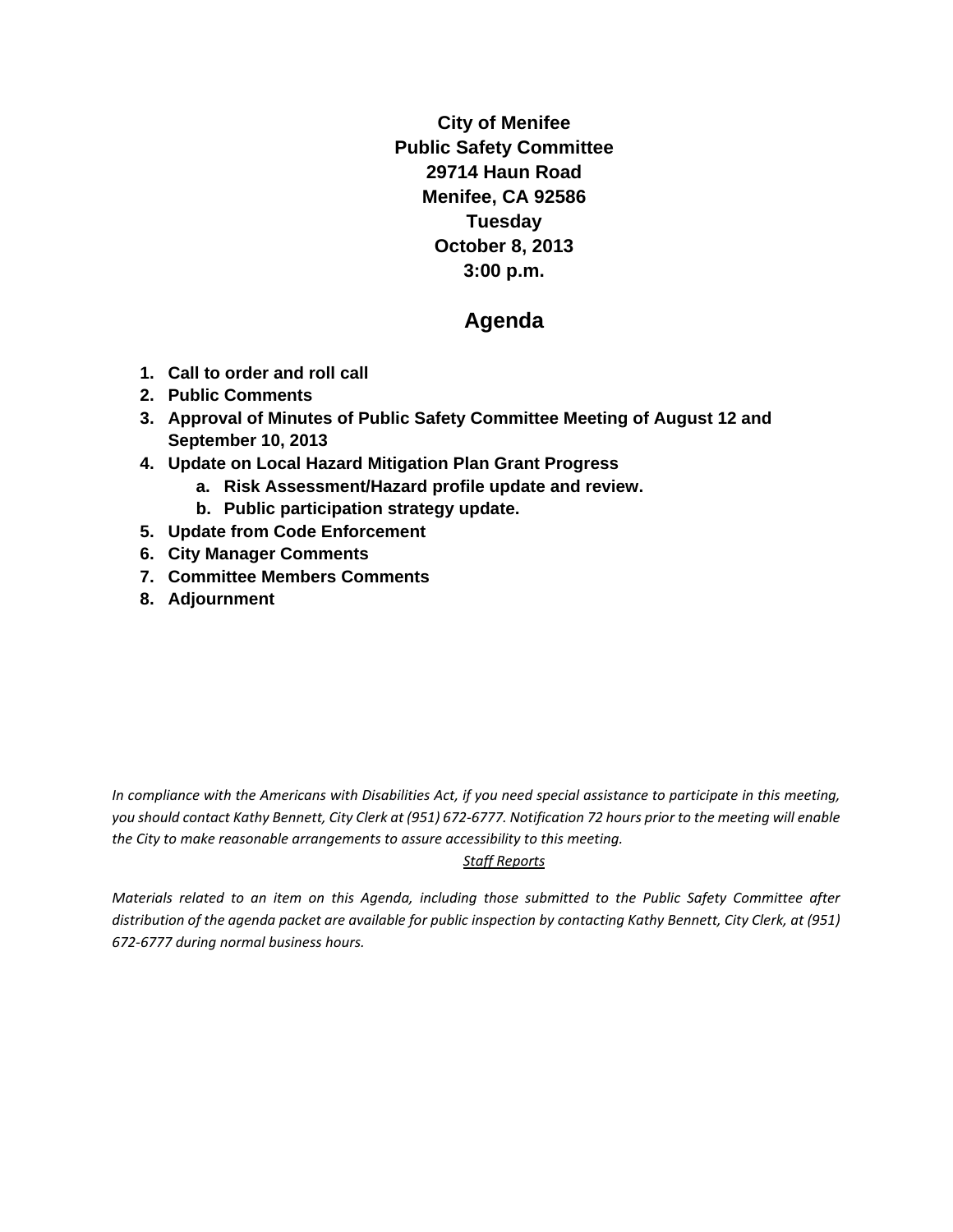**City of Menifee**
**Public Safety Committee**
**29714 Haun Road**
**Menifee, CA 92586**
**Tuesday**
**October 8, 2013**
**3:00 p.m.**

# Agenda

1. **Call to order and roll call**
2. **Public Comments**
3. **Approval of Minutes of Public Safety Committee Meeting of August 12 and September 10, 2013**
4. **Update on Local Hazard Mitigation Plan Grant Progress**
   a. **Risk Assessment/Hazard profile update and review.**
   b. **Public participation strategy update.**
5. **Update from Code Enforcement**
6. **City Manager Comments**
7. **Committee Members Comments**
8. **Adjournment**

*In compliance with the Americans with Disabilities Act, if you need special assistance to participate in this meeting, you should contact Kathy Bennett, City Clerk at (951) 672-6777. Notification 72 hours prior to the meeting will enable the City to make reasonable arrangements to assure accessibility to this meeting.*

*Staff Reports*

*Materials related to an item on this Agenda, including those submitted to the Public Safety Committee after distribution of the agenda packet are available for public inspection by contacting Kathy Bennett, City Clerk, at (951) 672-6777 during normal business hours.*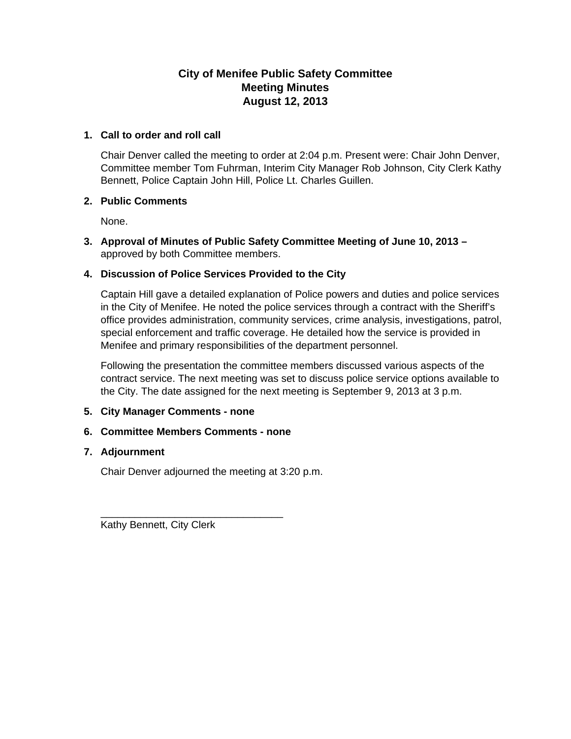# City of Menifee Public Safety Committee
# Meeting Minutes
# August 12, 2013

1. **Call to order and roll call**

   Chair Denver called the meeting to order at 2:04 p.m. Present were: Chair John Denver, Committee member Tom Fuhrman, Interim City Manager Rob Johnson, City Clerk Kathy Bennett, Police Captain John Hill, Police Lt. Charles Guillen.

2. **Public Comments**

   None.

3. **Approval of Minutes of Public Safety Committee Meeting of June 10, 2013 –** approved by both Committee members.

4. **Discussion of Police Services Provided to the City**

   Captain Hill gave a detailed explanation of Police powers and duties and police services in the City of Menifee. He noted the police services through a contract with the Sheriff's office provides administration, community services, crime analysis, investigations, patrol, special enforcement and traffic coverage. He detailed how the service is provided in Menifee and primary responsibilities of the department personnel.

   Following the presentation the committee members discussed various aspects of the contract service. The next meeting was set to discuss police service options available to the City. The date assigned for the next meeting is September 9, 2013 at 3 p.m.

5. **City Manager Comments - none**

6. **Committee Members Comments - none**

7. **Adjournment**

   Chair Denver adjourned the meeting at 3:20 p.m.

_________________________________
Kathy Bennett, City Clerk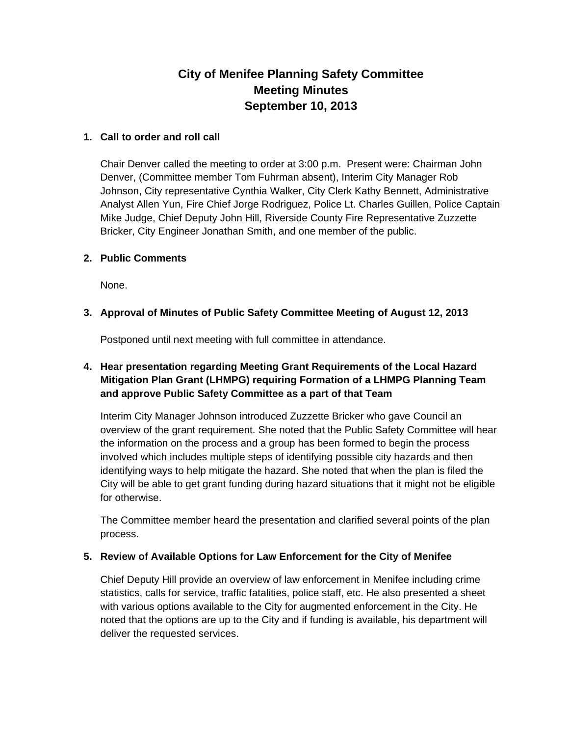# City of Menifee Planning Safety Committee
# Meeting Minutes
# September 10, 2013

**1. Call to order and roll call**

Chair Denver called the meeting to order at 3:00 p.m. Present were: Chairman John Denver, (Committee member Tom Fuhrman absent), Interim City Manager Rob Johnson, City representative Cynthia Walker, City Clerk Kathy Bennett, Administrative Analyst Allen Yun, Fire Chief Jorge Rodriguez, Police Lt. Charles Guillen, Police Captain Mike Judge, Chief Deputy John Hill, Riverside County Fire Representative Zuzzette Bricker, City Engineer Jonathan Smith, and one member of the public.

**2. Public Comments**

None.

**3. Approval of Minutes of Public Safety Committee Meeting of August 12, 2013**

Postponed until next meeting with full committee in attendance.

**4. Hear presentation regarding Meeting Grant Requirements of the Local Hazard Mitigation Plan Grant (LHMPG) requiring Formation of a LHMPG Planning Team and approve Public Safety Committee as a part of that Team**

Interim City Manager Johnson introduced Zuzzette Bricker who gave Council an overview of the grant requirement. She noted that the Public Safety Committee will hear the information on the process and a group has been formed to begin the process involved which includes multiple steps of identifying possible city hazards and then identifying ways to help mitigate the hazard. She noted that when the plan is filed the City will be able to get grant funding during hazard situations that it might not be eligible for otherwise.

The Committee member heard the presentation and clarified several points of the plan process.

**5. Review of Available Options for Law Enforcement for the City of Menifee**

Chief Deputy Hill provide an overview of law enforcement in Menifee including crime statistics, calls for service, traffic fatalities, police staff, etc. He also presented a sheet with various options available to the City for augmented enforcement in the City. He noted that the options are up to the City and if funding is available, his department will deliver the requested services.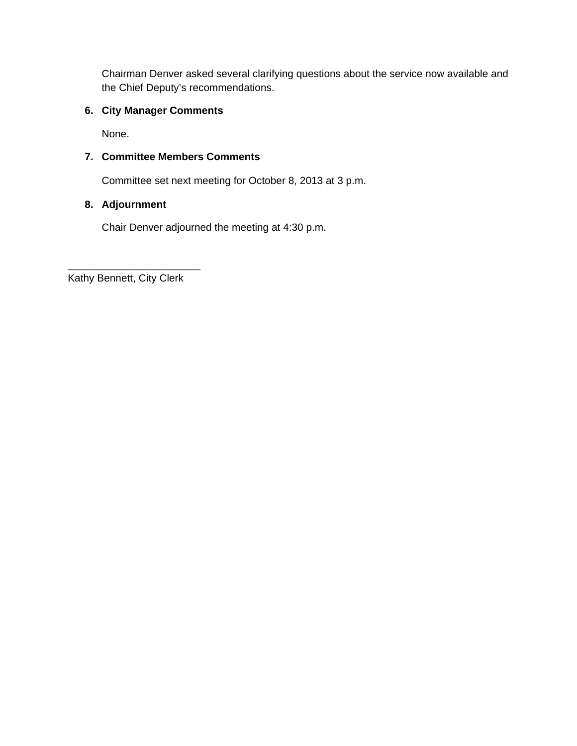Chairman Denver asked several clarifying questions about the service now available and the Chief Deputy's recommendations.

6. **City Manager Comments**

   None.

7. **Committee Members Comments**

   Committee set next meeting for October 8, 2013 at 3 p.m.

8. **Adjournment**

   Chair Denver adjourned the meeting at 4:30 p.m.

_______________________
Kathy Bennett, City Clerk